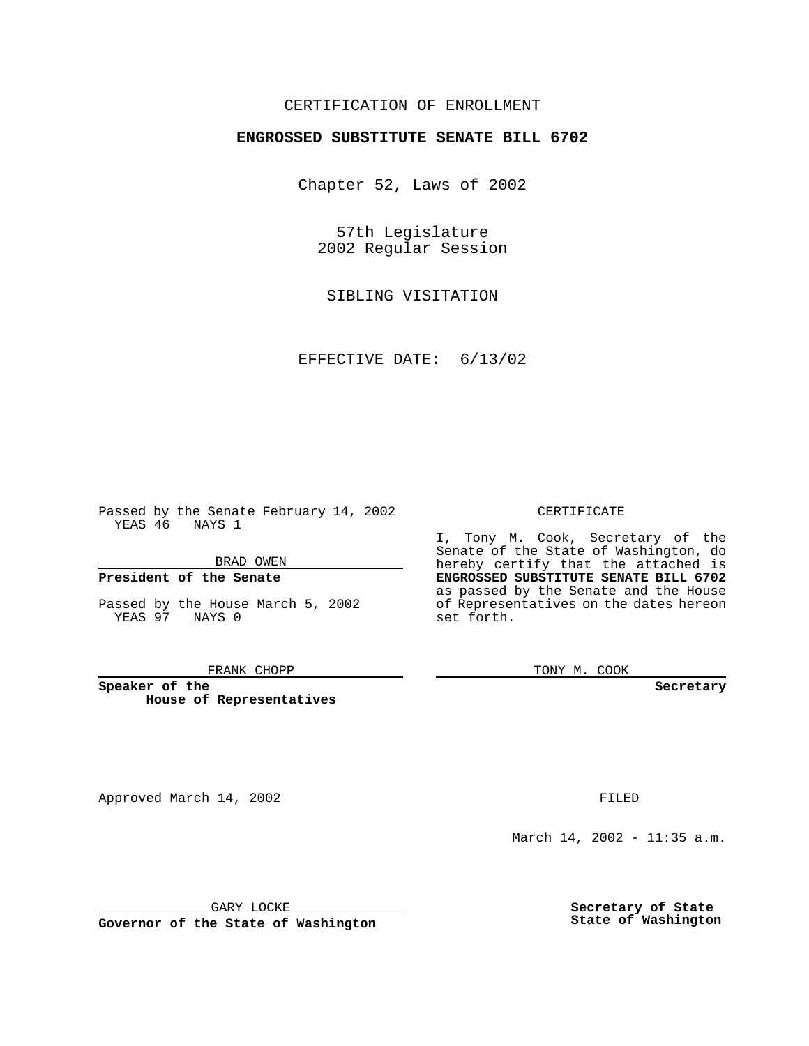CERTIFICATION OF ENROLLMENT

**ENGROSSED SUBSTITUTE SENATE BILL 6702**

Chapter 52, Laws of 2002

57th Legislature
2002 Regular Session

SIBLING VISITATION

EFFECTIVE DATE: 6/13/02

Passed by the Senate February 14, 2002
YEAS 46 NAYS 1

BRAD OWEN

**President of the Senate**

Passed by the House March 5, 2002
YEAS 97 NAYS 0

FRANK CHOPP

**Speaker of the House of Representatives**

CERTIFICATE

I, Tony M. Cook, Secretary of the Senate of the State of Washington, do hereby certify that the attached is **ENGROSSED SUBSTITUTE SENATE BILL 6702** as passed by the Senate and the House of Representatives on the dates hereon set forth.

TONY M. COOK

**Secretary**

Approved March 14, 2002

GARY LOCKE

**Governor of the State of Washington**

FILED

March 14, 2002 - 11:35 a.m.

**Secretary of State State of Washington**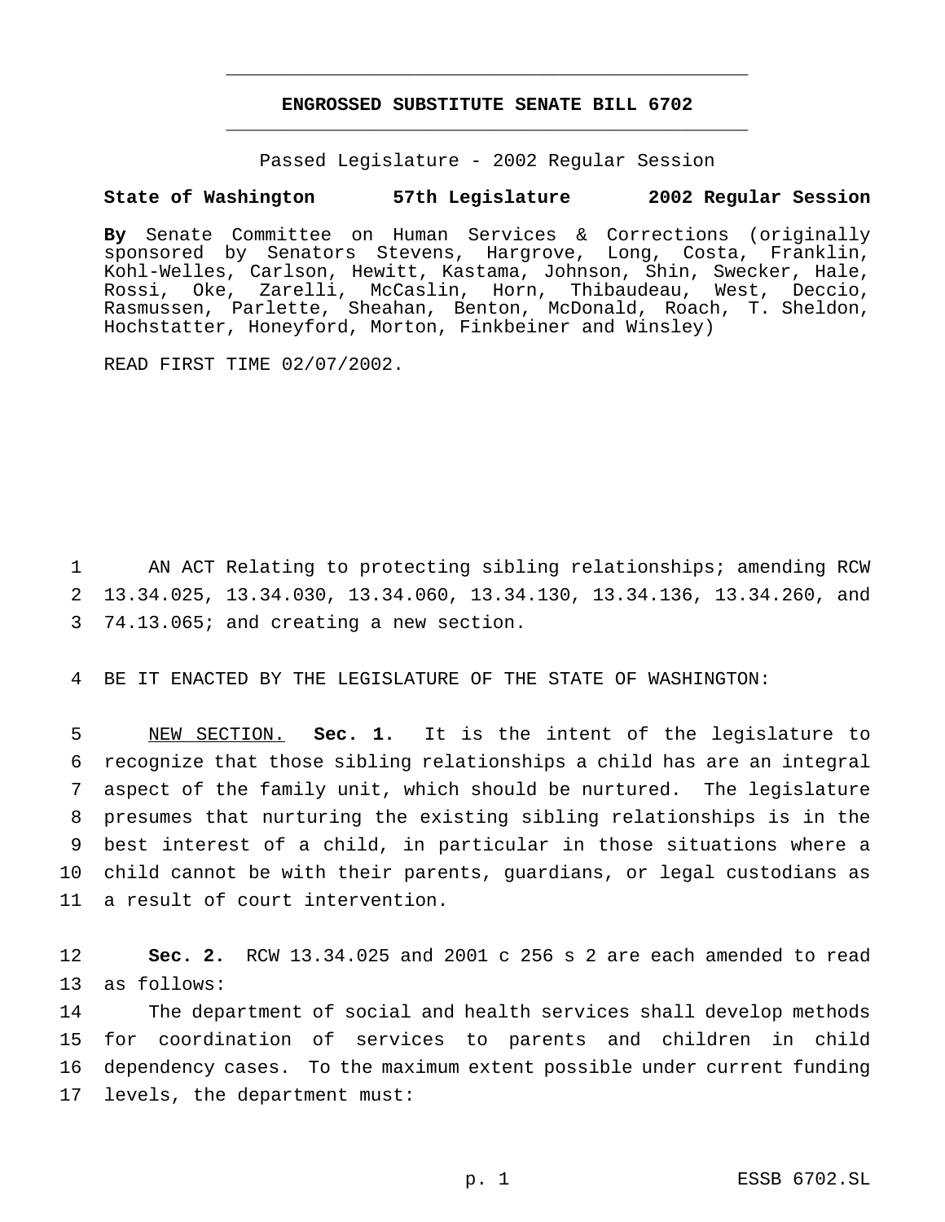# ENGROSSED SUBSTITUTE SENATE BILL 6702

Passed Legislature - 2002 Regular Session

**State of Washington 57th Legislature 2002 Regular Session**

**By** Senate Committee on Human Services & Corrections (originally sponsored by Senators Stevens, Hargrove, Long, Costa, Franklin, Kohl-Welles, Carlson, Hewitt, Kastama, Johnson, Shin, Swecker, Hale, Rossi, Oke, Zarelli, McCaslin, Horn, Thibaudeau, West, Deccio, Rasmussen, Parlette, Sheahan, Benton, McDonald, Roach, T. Sheldon, Hochstatter, Honeyford, Morton, Finkbeiner and Winsley)

READ FIRST TIME 02/07/2002.

AN ACT Relating to protecting sibling relationships; amending RCW 13.34.025, 13.34.030, 13.34.060, 13.34.130, 13.34.136, 13.34.260, and 74.13.065; and creating a new section.

BE IT ENACTED BY THE LEGISLATURE OF THE STATE OF WASHINGTON:

NEW SECTION. **Sec. 1.** It is the intent of the legislature to recognize that those sibling relationships a child has are an integral aspect of the family unit, which should be nurtured. The legislature presumes that nurturing the existing sibling relationships is in the best interest of a child, in particular in those situations where a child cannot be with their parents, guardians, or legal custodians as a result of court intervention.

**Sec. 2.** RCW 13.34.025 and 2001 c 256 s 2 are each amended to read as follows:

The department of social and health services shall develop methods for coordination of services to parents and children in child dependency cases. To the maximum extent possible under current funding levels, the department must: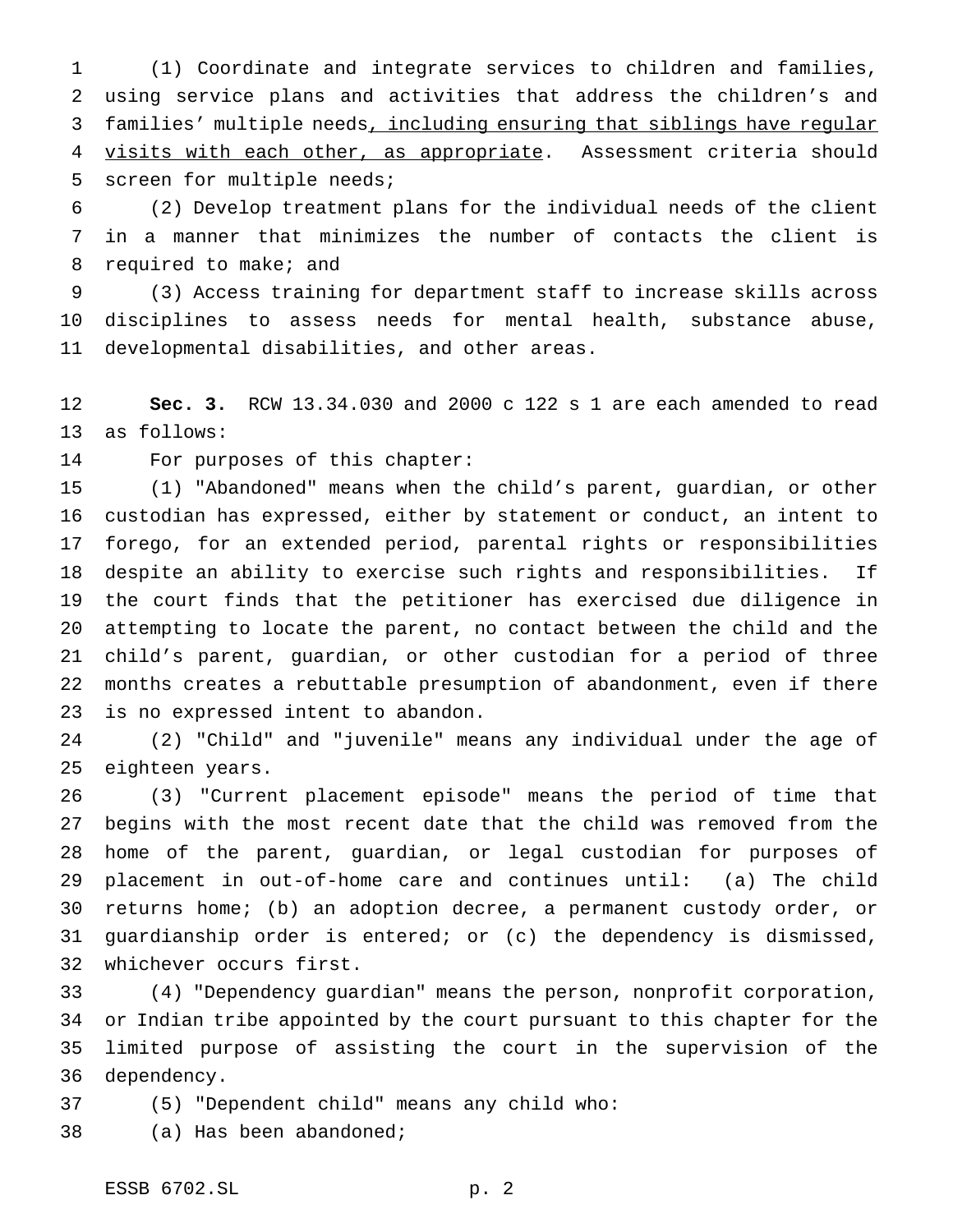(1) Coordinate and integrate services to children and families, using service plans and activities that address the children's and families' multiple needs<u>, including ensuring that siblings have regular visits with each other, as appropriate</u>. Assessment criteria should screen for multiple needs;

(2) Develop treatment plans for the individual needs of the client in a manner that minimizes the number of contacts the client is required to make; and

(3) Access training for department staff to increase skills across disciplines to assess needs for mental health, substance abuse, developmental disabilities, and other areas.

**Sec. 3.** RCW 13.34.030 and 2000 c 122 s 1 are each amended to read as follows:

For purposes of this chapter:

(1) "Abandoned" means when the child's parent, guardian, or other custodian has expressed, either by statement or conduct, an intent to forego, for an extended period, parental rights or responsibilities despite an ability to exercise such rights and responsibilities. If the court finds that the petitioner has exercised due diligence in attempting to locate the parent, no contact between the child and the child's parent, guardian, or other custodian for a period of three months creates a rebuttable presumption of abandonment, even if there is no expressed intent to abandon.

(2) "Child" and "juvenile" means any individual under the age of eighteen years.

(3) "Current placement episode" means the period of time that begins with the most recent date that the child was removed from the home of the parent, guardian, or legal custodian for purposes of placement in out-of-home care and continues until: (a) The child returns home; (b) an adoption decree, a permanent custody order, or guardianship order is entered; or (c) the dependency is dismissed, whichever occurs first.

(4) "Dependency guardian" means the person, nonprofit corporation, or Indian tribe appointed by the court pursuant to this chapter for the limited purpose of assisting the court in the supervision of the dependency.

(5) "Dependent child" means any child who:

(a) Has been abandoned;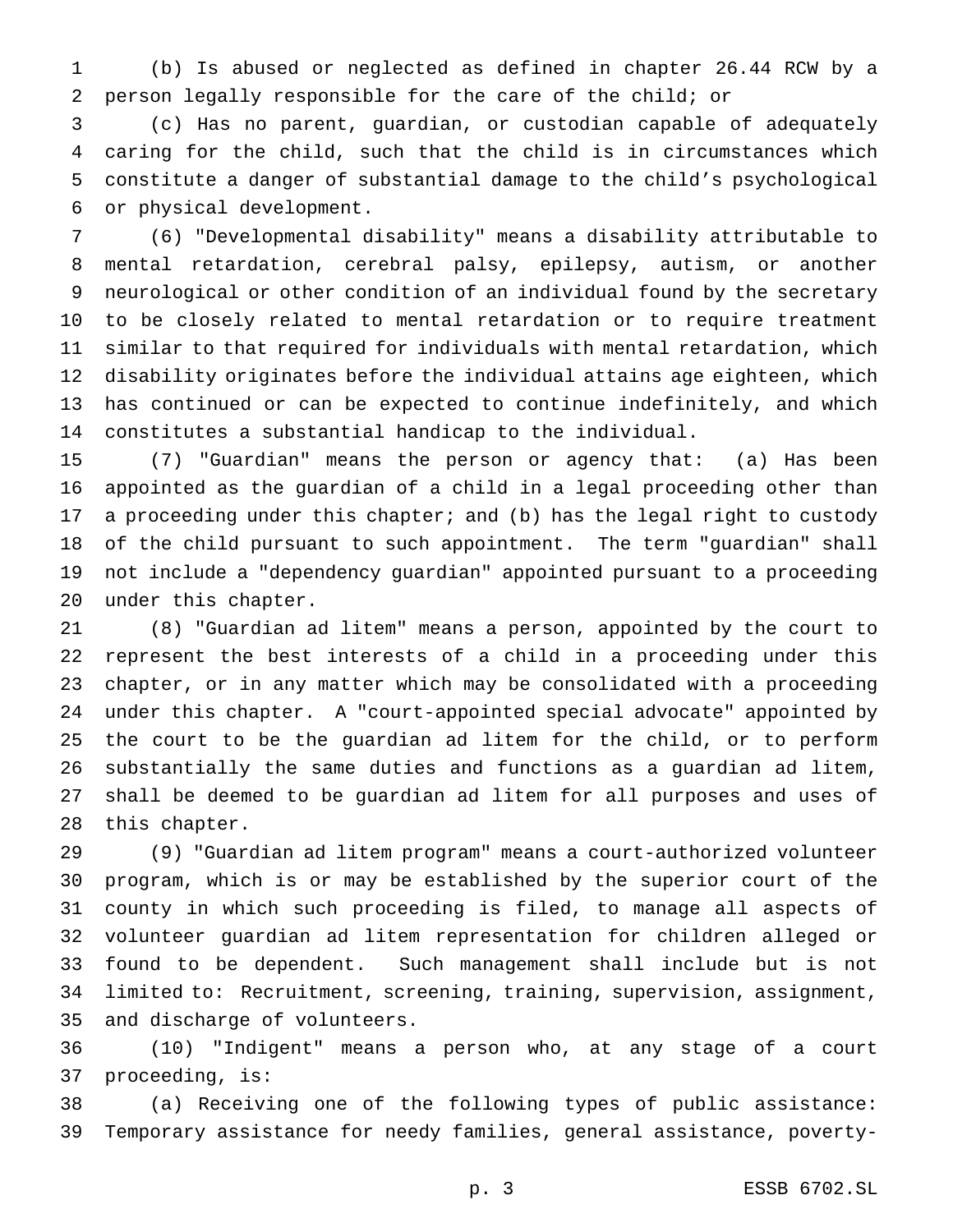(b) Is abused or neglected as defined in chapter 26.44 RCW by a person legally responsible for the care of the child; or

(c) Has no parent, guardian, or custodian capable of adequately caring for the child, such that the child is in circumstances which constitute a danger of substantial damage to the child's psychological or physical development.

(6) "Developmental disability" means a disability attributable to mental retardation, cerebral palsy, epilepsy, autism, or another neurological or other condition of an individual found by the secretary to be closely related to mental retardation or to require treatment similar to that required for individuals with mental retardation, which disability originates before the individual attains age eighteen, which has continued or can be expected to continue indefinitely, and which constitutes a substantial handicap to the individual.

(7) "Guardian" means the person or agency that: (a) Has been appointed as the guardian of a child in a legal proceeding other than a proceeding under this chapter; and (b) has the legal right to custody of the child pursuant to such appointment. The term "guardian" shall not include a "dependency guardian" appointed pursuant to a proceeding under this chapter.

(8) "Guardian ad litem" means a person, appointed by the court to represent the best interests of a child in a proceeding under this chapter, or in any matter which may be consolidated with a proceeding under this chapter. A "court-appointed special advocate" appointed by the court to be the guardian ad litem for the child, or to perform substantially the same duties and functions as a guardian ad litem, shall be deemed to be guardian ad litem for all purposes and uses of this chapter.

(9) "Guardian ad litem program" means a court-authorized volunteer program, which is or may be established by the superior court of the county in which such proceeding is filed, to manage all aspects of volunteer guardian ad litem representation for children alleged or found to be dependent. Such management shall include but is not limited to: Recruitment, screening, training, supervision, assignment, and discharge of volunteers.

(10) "Indigent" means a person who, at any stage of a court proceeding, is:

(a) Receiving one of the following types of public assistance: Temporary assistance for needy families, general assistance, poverty-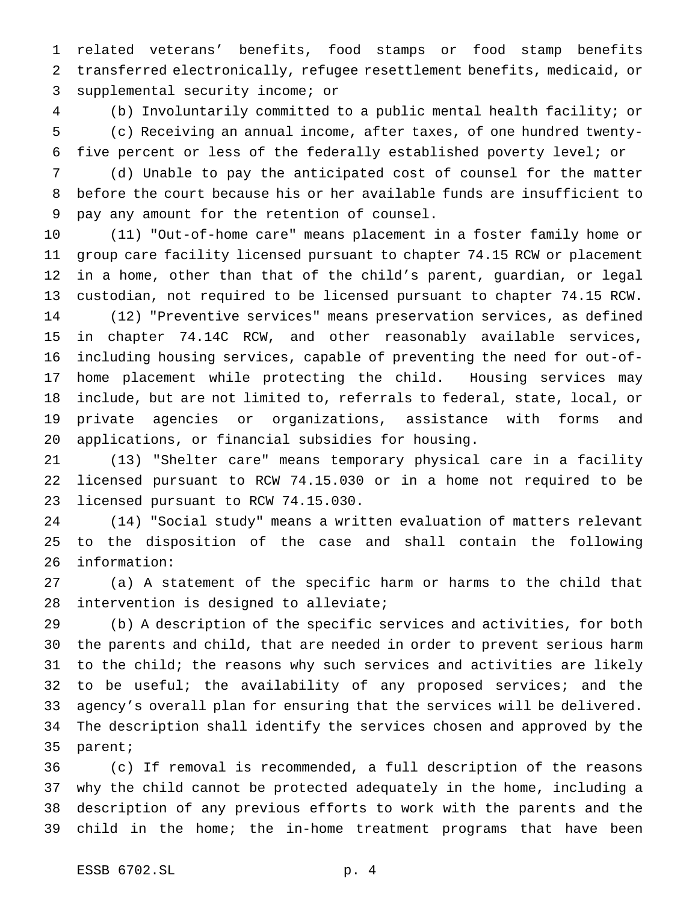related veterans' benefits, food stamps or food stamp benefits transferred electronically, refugee resettlement benefits, medicaid, or supplemental security income; or

(b) Involuntarily committed to a public mental health facility; or

(c) Receiving an annual income, after taxes, of one hundred twenty-five percent or less of the federally established poverty level; or

(d) Unable to pay the anticipated cost of counsel for the matter before the court because his or her available funds are insufficient to pay any amount for the retention of counsel.

(11) "Out-of-home care" means placement in a foster family home or group care facility licensed pursuant to chapter 74.15 RCW or placement in a home, other than that of the child's parent, guardian, or legal custodian, not required to be licensed pursuant to chapter 74.15 RCW.

(12) "Preventive services" means preservation services, as defined in chapter 74.14C RCW, and other reasonably available services, including housing services, capable of preventing the need for out-of-home placement while protecting the child. Housing services may include, but are not limited to, referrals to federal, state, local, or private agencies or organizations, assistance with forms and applications, or financial subsidies for housing.

(13) "Shelter care" means temporary physical care in a facility licensed pursuant to RCW 74.15.030 or in a home not required to be licensed pursuant to RCW 74.15.030.

(14) "Social study" means a written evaluation of matters relevant to the disposition of the case and shall contain the following information:

(a) A statement of the specific harm or harms to the child that intervention is designed to alleviate;

(b) A description of the specific services and activities, for both the parents and child, that are needed in order to prevent serious harm to the child; the reasons why such services and activities are likely to be useful; the availability of any proposed services; and the agency's overall plan for ensuring that the services will be delivered. The description shall identify the services chosen and approved by the parent;

(c) If removal is recommended, a full description of the reasons why the child cannot be protected adequately in the home, including a description of any previous efforts to work with the parents and the child in the home; the in-home treatment programs that have been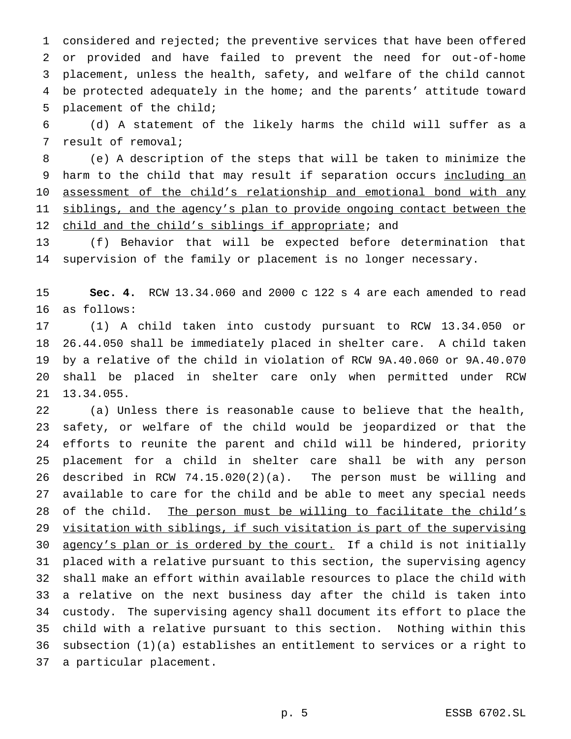considered and rejected; the preventive services that have been offered or provided and have failed to prevent the need for out-of-home placement, unless the health, safety, and welfare of the child cannot be protected adequately in the home; and the parents' attitude toward placement of the child;

(d) A statement of the likely harms the child will suffer as a result of removal;

(e) A description of the steps that will be taken to minimize the harm to the child that may result if separation occurs <u>including an assessment of the child's relationship and emotional bond with any siblings, and the agency's plan to provide ongoing contact between the child and the child's siblings if appropriate</u>; and

(f) Behavior that will be expected before determination that supervision of the family or placement is no longer necessary.

**Sec. 4.** RCW 13.34.060 and 2000 c 122 s 4 are each amended to read as follows:

(1) A child taken into custody pursuant to RCW 13.34.050 or 26.44.050 shall be immediately placed in shelter care. A child taken by a relative of the child in violation of RCW 9A.40.060 or 9A.40.070 shall be placed in shelter care only when permitted under RCW 13.34.055.

(a) Unless there is reasonable cause to believe that the health, safety, or welfare of the child would be jeopardized or that the efforts to reunite the parent and child will be hindered, priority placement for a child in shelter care shall be with any person described in RCW 74.15.020(2)(a). The person must be willing and available to care for the child and be able to meet any special needs of the child. <u>The person must be willing to facilitate the child's visitation with siblings, if such visitation is part of the supervising agency's plan or is ordered by the court.</u> If a child is not initially placed with a relative pursuant to this section, the supervising agency shall make an effort within available resources to place the child with a relative on the next business day after the child is taken into custody. The supervising agency shall document its effort to place the child with a relative pursuant to this section. Nothing within this subsection (1)(a) establishes an entitlement to services or a right to a particular placement.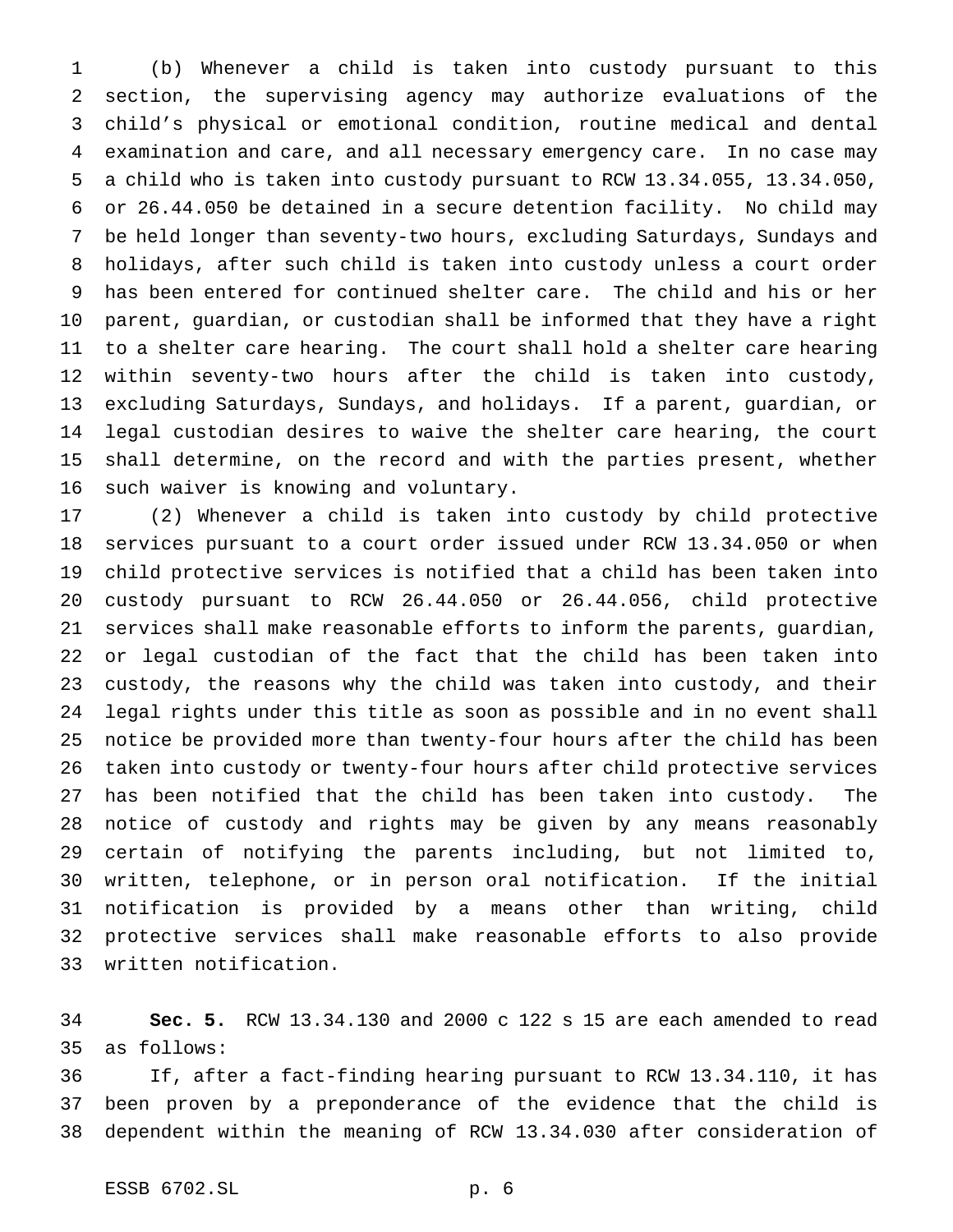(b) Whenever a child is taken into custody pursuant to this section, the supervising agency may authorize evaluations of the child's physical or emotional condition, routine medical and dental examination and care, and all necessary emergency care. In no case may a child who is taken into custody pursuant to RCW 13.34.055, 13.34.050, or 26.44.050 be detained in a secure detention facility. No child may be held longer than seventy-two hours, excluding Saturdays, Sundays and holidays, after such child is taken into custody unless a court order has been entered for continued shelter care. The child and his or her parent, guardian, or custodian shall be informed that they have a right to a shelter care hearing. The court shall hold a shelter care hearing within seventy-two hours after the child is taken into custody, excluding Saturdays, Sundays, and holidays. If a parent, guardian, or legal custodian desires to waive the shelter care hearing, the court shall determine, on the record and with the parties present, whether such waiver is knowing and voluntary.

(2) Whenever a child is taken into custody by child protective services pursuant to a court order issued under RCW 13.34.050 or when child protective services is notified that a child has been taken into custody pursuant to RCW 26.44.050 or 26.44.056, child protective services shall make reasonable efforts to inform the parents, guardian, or legal custodian of the fact that the child has been taken into custody, the reasons why the child was taken into custody, and their legal rights under this title as soon as possible and in no event shall notice be provided more than twenty-four hours after the child has been taken into custody or twenty-four hours after child protective services has been notified that the child has been taken into custody. The notice of custody and rights may be given by any means reasonably certain of notifying the parents including, but not limited to, written, telephone, or in person oral notification. If the initial notification is provided by a means other than writing, child protective services shall make reasonable efforts to also provide written notification.

**Sec. 5.** RCW 13.34.130 and 2000 c 122 s 15 are each amended to read as follows:

If, after a fact-finding hearing pursuant to RCW 13.34.110, it has been proven by a preponderance of the evidence that the child is dependent within the meaning of RCW 13.34.030 after consideration of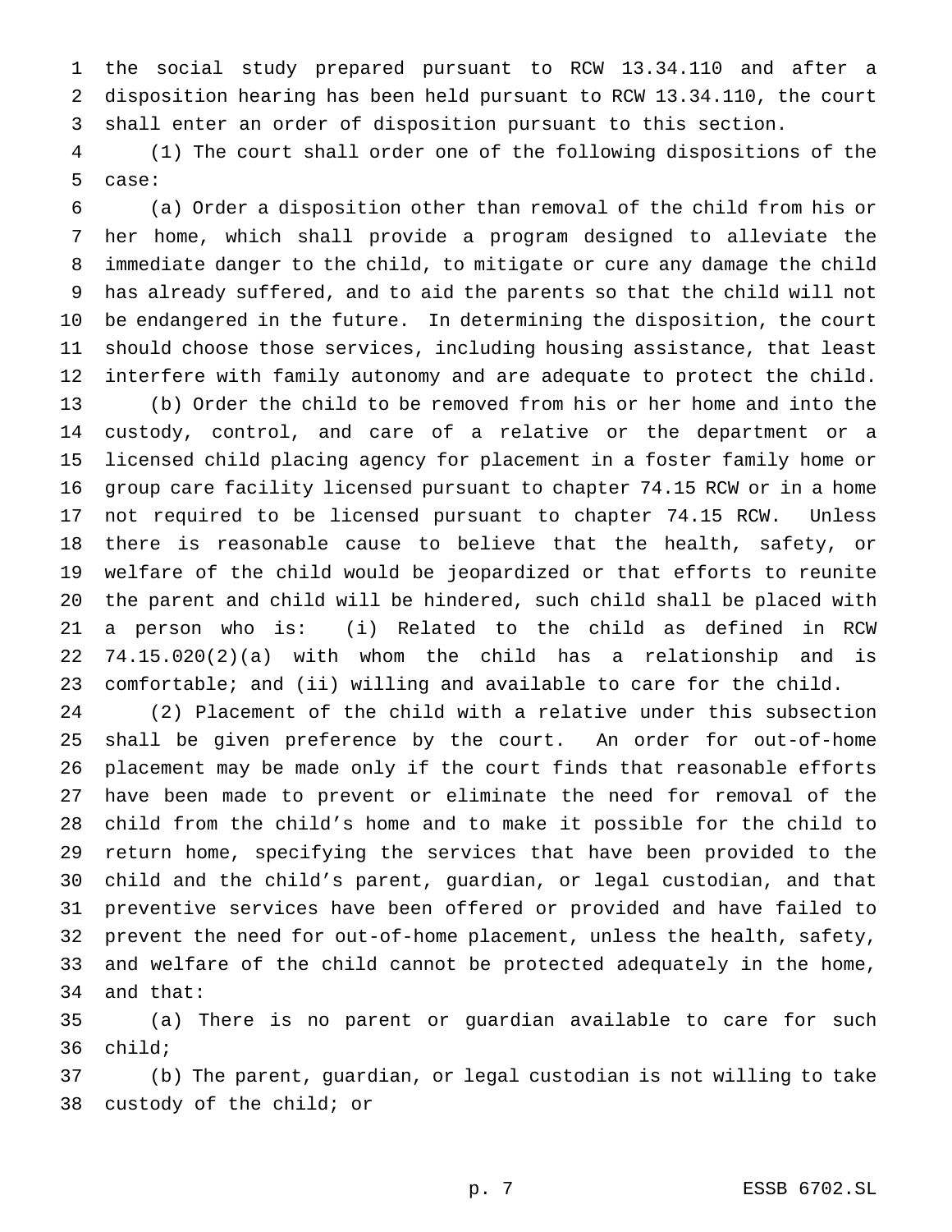the social study prepared pursuant to RCW 13.34.110 and after a disposition hearing has been held pursuant to RCW 13.34.110, the court shall enter an order of disposition pursuant to this section.

(1) The court shall order one of the following dispositions of the case:

(a) Order a disposition other than removal of the child from his or her home, which shall provide a program designed to alleviate the immediate danger to the child, to mitigate or cure any damage the child has already suffered, and to aid the parents so that the child will not be endangered in the future. In determining the disposition, the court should choose those services, including housing assistance, that least interfere with family autonomy and are adequate to protect the child.

(b) Order the child to be removed from his or her home and into the custody, control, and care of a relative or the department or a licensed child placing agency for placement in a foster family home or group care facility licensed pursuant to chapter 74.15 RCW or in a home not required to be licensed pursuant to chapter 74.15 RCW. Unless there is reasonable cause to believe that the health, safety, or welfare of the child would be jeopardized or that efforts to reunite the parent and child will be hindered, such child shall be placed with a person who is: (i) Related to the child as defined in RCW 74.15.020(2)(a) with whom the child has a relationship and is comfortable; and (ii) willing and available to care for the child.

(2) Placement of the child with a relative under this subsection shall be given preference by the court. An order for out-of-home placement may be made only if the court finds that reasonable efforts have been made to prevent or eliminate the need for removal of the child from the child's home and to make it possible for the child to return home, specifying the services that have been provided to the child and the child's parent, guardian, or legal custodian, and that preventive services have been offered or provided and have failed to prevent the need for out-of-home placement, unless the health, safety, and welfare of the child cannot be protected adequately in the home, and that:

(a) There is no parent or guardian available to care for such child;

(b) The parent, guardian, or legal custodian is not willing to take custody of the child; or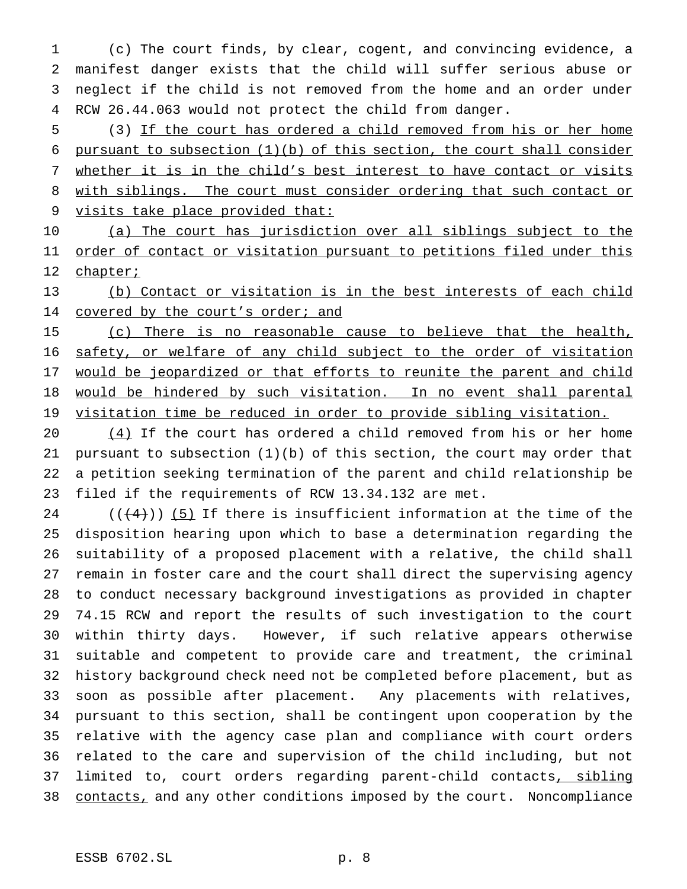(c) The court finds, by clear, cogent, and convincing evidence, a manifest danger exists that the child will suffer serious abuse or neglect if the child is not removed from the home and an order under RCW 26.44.063 would not protect the child from danger.

(3) If the court has ordered a child removed from his or her home pursuant to subsection (1)(b) of this section, the court shall consider whether it is in the child's best interest to have contact or visits with siblings. The court must consider ordering that such contact or visits take place provided that:

(a) The court has jurisdiction over all siblings subject to the order of contact or visitation pursuant to petitions filed under this chapter;

(b) Contact or visitation is in the best interests of each child covered by the court's order; and

(c) There is no reasonable cause to believe that the health, safety, or welfare of any child subject to the order of visitation would be jeopardized or that efforts to reunite the parent and child would be hindered by such visitation. In no event shall parental visitation time be reduced in order to provide sibling visitation.

(4) If the court has ordered a child removed from his or her home pursuant to subsection (1)(b) of this section, the court may order that a petition seeking termination of the parent and child relationship be filed if the requirements of RCW 13.34.132 are met.

((~~(4)~~)) (5) If there is insufficient information at the time of the disposition hearing upon which to base a determination regarding the suitability of a proposed placement with a relative, the child shall remain in foster care and the court shall direct the supervising agency to conduct necessary background investigations as provided in chapter 74.15 RCW and report the results of such investigation to the court within thirty days. However, if such relative appears otherwise suitable and competent to provide care and treatment, the criminal history background check need not be completed before placement, but as soon as possible after placement. Any placements with relatives, pursuant to this section, shall be contingent upon cooperation by the relative with the agency case plan and compliance with court orders related to the care and supervision of the child including, but not limited to, court orders regarding parent-child contacts, sibling contacts, and any other conditions imposed by the court. Noncompliance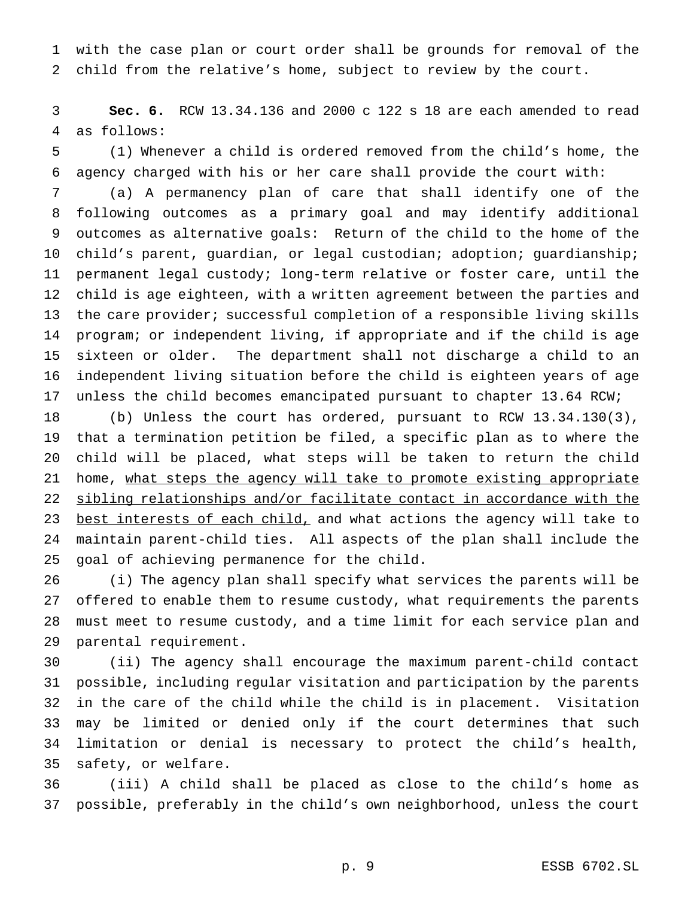with the case plan or court order shall be grounds for removal of the child from the relative's home, subject to review by the court.

**Sec. 6.** RCW 13.34.136 and 2000 c 122 s 18 are each amended to read as follows:

(1) Whenever a child is ordered removed from the child's home, the agency charged with his or her care shall provide the court with:

(a) A permanency plan of care that shall identify one of the following outcomes as a primary goal and may identify additional outcomes as alternative goals: Return of the child to the home of the child's parent, guardian, or legal custodian; adoption; guardianship; permanent legal custody; long-term relative or foster care, until the child is age eighteen, with a written agreement between the parties and the care provider; successful completion of a responsible living skills program; or independent living, if appropriate and if the child is age sixteen or older. The department shall not discharge a child to an independent living situation before the child is eighteen years of age unless the child becomes emancipated pursuant to chapter 13.64 RCW;

(b) Unless the court has ordered, pursuant to RCW 13.34.130(3), that a termination petition be filed, a specific plan as to where the child will be placed, what steps will be taken to return the child home, <u>what steps the agency will take to promote existing appropriate sibling relationships and/or facilitate contact in accordance with the best interests of each child,</u> and what actions the agency will take to maintain parent-child ties. All aspects of the plan shall include the goal of achieving permanence for the child.

(i) The agency plan shall specify what services the parents will be offered to enable them to resume custody, what requirements the parents must meet to resume custody, and a time limit for each service plan and parental requirement.

(ii) The agency shall encourage the maximum parent-child contact possible, including regular visitation and participation by the parents in the care of the child while the child is in placement. Visitation may be limited or denied only if the court determines that such limitation or denial is necessary to protect the child's health, safety, or welfare.

(iii) A child shall be placed as close to the child's home as possible, preferably in the child's own neighborhood, unless the court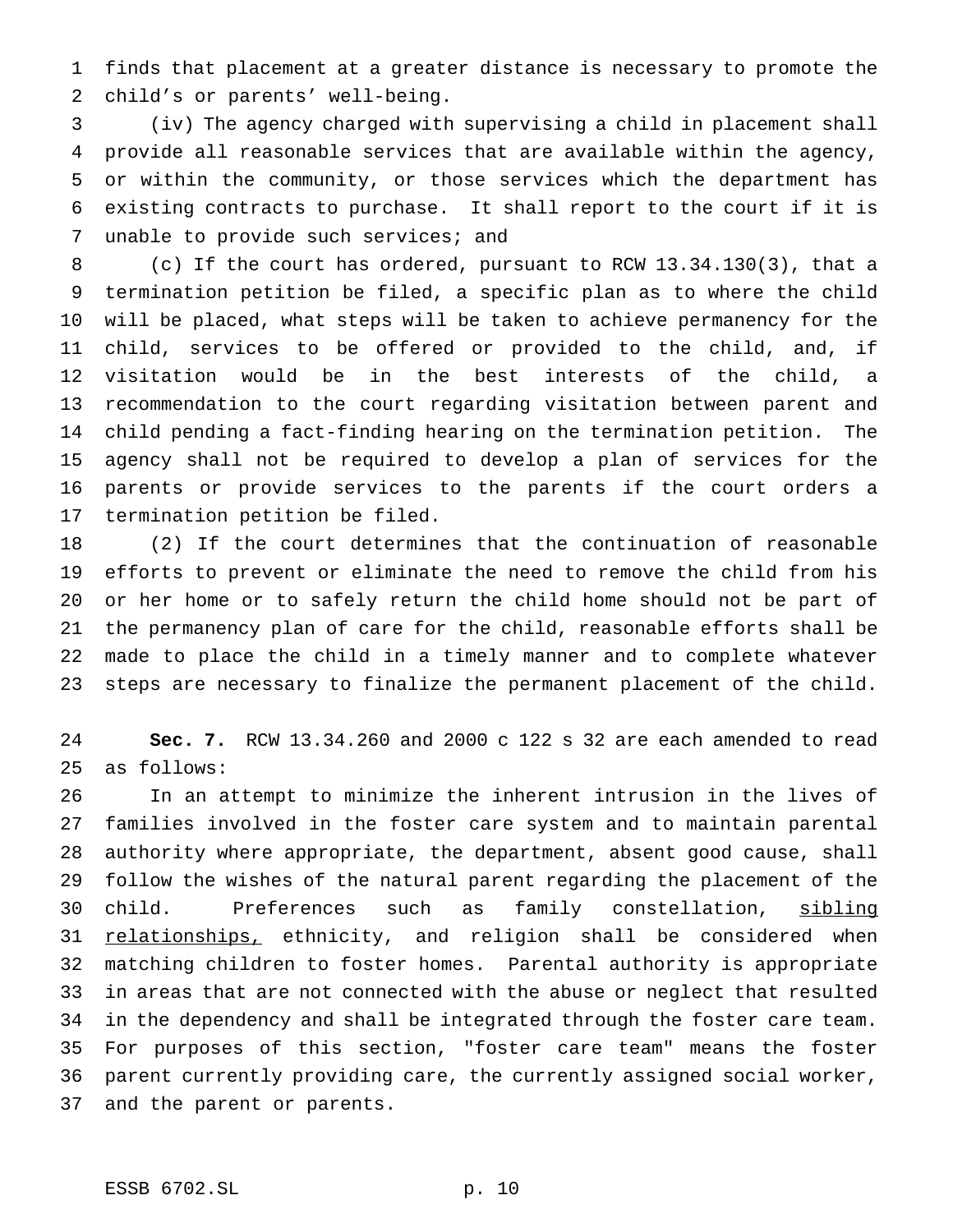finds that placement at a greater distance is necessary to promote the child's or parents' well-being.

(iv) The agency charged with supervising a child in placement shall provide all reasonable services that are available within the agency, or within the community, or those services which the department has existing contracts to purchase. It shall report to the court if it is unable to provide such services; and

(c) If the court has ordered, pursuant to RCW 13.34.130(3), that a termination petition be filed, a specific plan as to where the child will be placed, what steps will be taken to achieve permanency for the child, services to be offered or provided to the child, and, if visitation would be in the best interests of the child, a recommendation to the court regarding visitation between parent and child pending a fact-finding hearing on the termination petition. The agency shall not be required to develop a plan of services for the parents or provide services to the parents if the court orders a termination petition be filed.

(2) If the court determines that the continuation of reasonable efforts to prevent or eliminate the need to remove the child from his or her home or to safely return the child home should not be part of the permanency plan of care for the child, reasonable efforts shall be made to place the child in a timely manner and to complete whatever steps are necessary to finalize the permanent placement of the child.

**Sec. 7.** RCW 13.34.260 and 2000 c 122 s 32 are each amended to read as follows:

In an attempt to minimize the inherent intrusion in the lives of families involved in the foster care system and to maintain parental authority where appropriate, the department, absent good cause, shall follow the wishes of the natural parent regarding the placement of the child. Preferences such as family constellation, <u>sibling relationships,</u> ethnicity, and religion shall be considered when matching children to foster homes. Parental authority is appropriate in areas that are not connected with the abuse or neglect that resulted in the dependency and shall be integrated through the foster care team. For purposes of this section, "foster care team" means the foster parent currently providing care, the currently assigned social worker, and the parent or parents.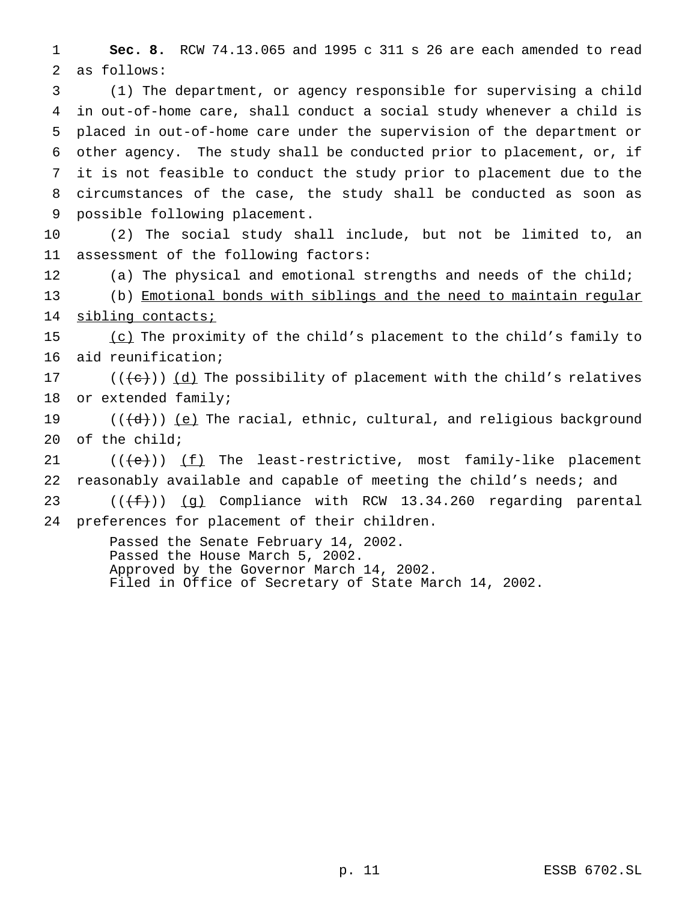**Sec. 8.** RCW 74.13.065 and 1995 c 311 s 26 are each amended to read as follows:

(1) The department, or agency responsible for supervising a child in out-of-home care, shall conduct a social study whenever a child is placed in out-of-home care under the supervision of the department or other agency. The study shall be conducted prior to placement, or, if it is not feasible to conduct the study prior to placement due to the circumstances of the case, the study shall be conducted as soon as possible following placement.

(2) The social study shall include, but not be limited to, an assessment of the following factors:

(a) The physical and emotional strengths and needs of the child;

(b) Emotional bonds with siblings and the need to maintain regular sibling contacts;

(c) The proximity of the child's placement to the child's family to aid reunification;

(((c))) (d) The possibility of placement with the child's relatives or extended family;

(((d))) (e) The racial, ethnic, cultural, and religious background of the child;

(((e))) (f) The least-restrictive, most family-like placement reasonably available and capable of meeting the child's needs; and

(((f))) (g) Compliance with RCW 13.34.260 regarding parental preferences for placement of their children.

Passed the Senate February 14, 2002.
Passed the House March 5, 2002.
Approved by the Governor March 14, 2002.
Filed in Office of Secretary of State March 14, 2002.